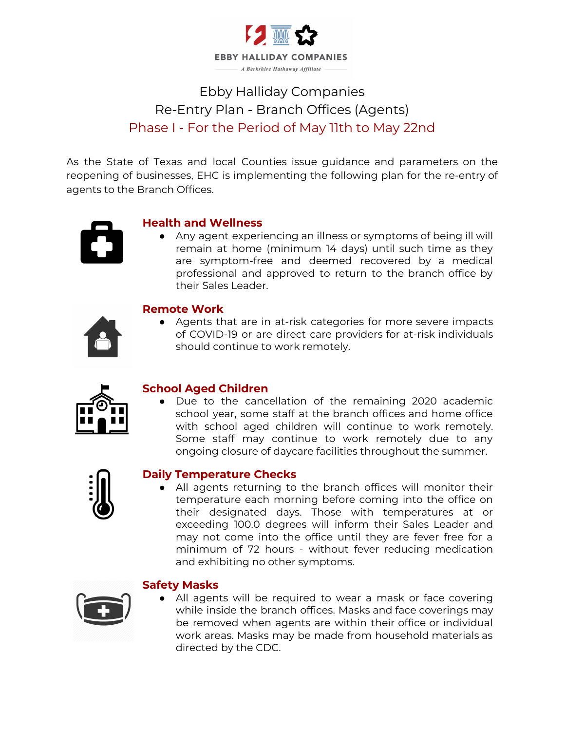EBBY HALLIDAY COMPANIES

*A Berkshire Hathaway Affiliate*

# Ebby Halliday Companies
# Re-Entry Plan - Branch Offices (Agents)
## Phase I - For the Period of May 11th to May 22nd

As the State of Texas and local Counties issue guidance and parameters on the reopening of businesses, EHC is implementing the following plan for the re-entry of agents to the Branch Offices.

### Health and Wellness

- Any agent experiencing an illness or symptoms of being ill will remain at home (minimum 14 days) until such time as they are symptom-free and deemed recovered by a medical professional and approved to return to the branch office by their Sales Leader.

### Remote Work

- Agents that are in at-risk categories for more severe impacts of COVID-19 or are direct care providers for at-risk individuals should continue to work remotely.

### School Aged Children

- Due to the cancellation of the remaining 2020 academic school year, some staff at the branch offices and home office with school aged children will continue to work remotely. Some staff may continue to work remotely due to any ongoing closure of daycare facilities throughout the summer.

### Daily Temperature Checks

- All agents returning to the branch offices will monitor their temperature each morning before coming into the office on their designated days. Those with temperatures at or exceeding 100.0 degrees will inform their Sales Leader and may not come into the office until they are fever free for a minimum of 72 hours - without fever reducing medication and exhibiting no other symptoms.

### Safety Masks

- All agents will be required to wear a mask or face covering while inside the branch offices. Masks and face coverings may be removed when agents are within their office or individual work areas. Masks may be made from household materials as directed by the CDC.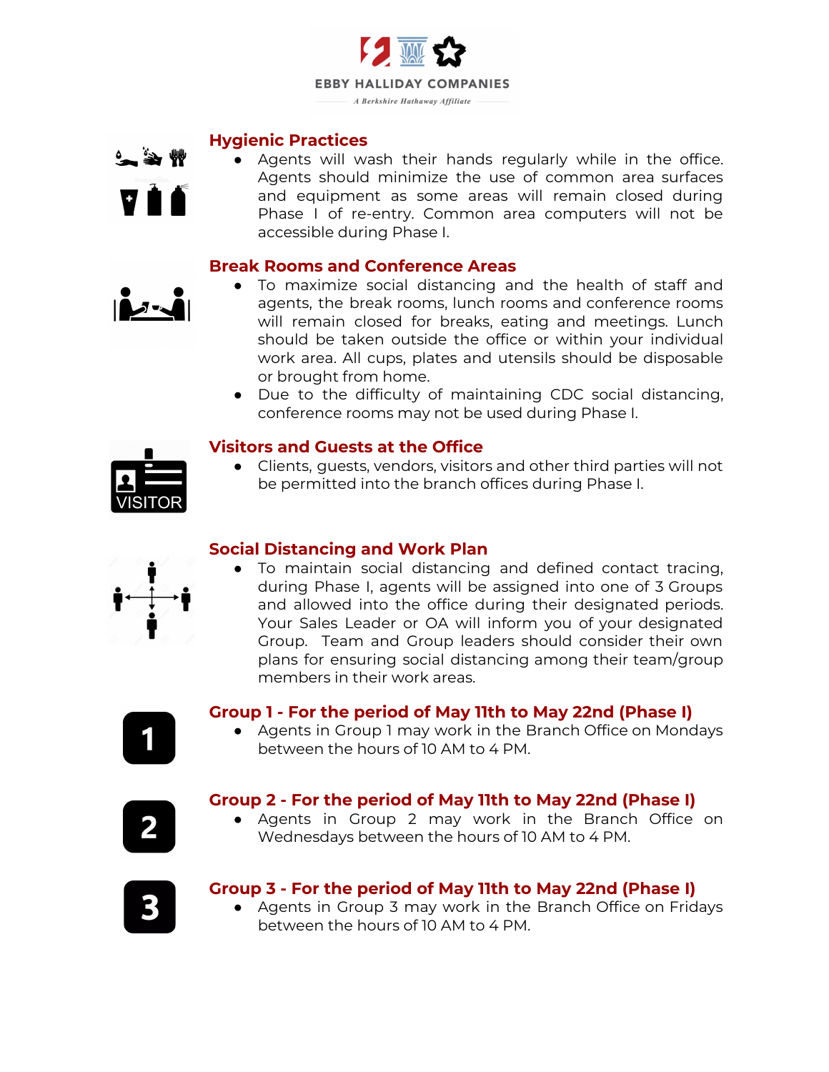EBBY HALLIDAY COMPANIES

*A Berkshire Hathaway Affiliate*

## Hygienic Practices

- Agents will wash their hands regularly while in the office. Agents should minimize the use of common area surfaces and equipment as some areas will remain closed during Phase I of re-entry. Common area computers will not be accessible during Phase I.

## Break Rooms and Conference Areas

- To maximize social distancing and the health of staff and agents, the break rooms, lunch rooms and conference rooms will remain closed for breaks, eating and meetings. Lunch should be taken outside the office or within your individual work area. All cups, plates and utensils should be disposable or brought from home.
- Due to the difficulty of maintaining CDC social distancing, conference rooms may not be used during Phase I.

## Visitors and Guests at the Office

- Clients, guests, vendors, visitors and other third parties will not be permitted into the branch offices during Phase I.

## Social Distancing and Work Plan

- To maintain social distancing and defined contact tracing, during Phase I, agents will be assigned into one of 3 Groups and allowed into the office during their designated periods. Your Sales Leader or OA will inform you of your designated Group. Team and Group leaders should consider their own plans for ensuring social distancing among their team/group members in their work areas.

## Group 1 - For the period of May 11th to May 22nd (Phase I)

- Agents in Group 1 may work in the Branch Office on Mondays between the hours of 10 AM to 4 PM.

## Group 2 - For the period of May 11th to May 22nd (Phase I)

- Agents in Group 2 may work in the Branch Office on Wednesdays between the hours of 10 AM to 4 PM.

## Group 3 - For the period of May 11th to May 22nd (Phase I)

- Agents in Group 3 may work in the Branch Office on Fridays between the hours of 10 AM to 4 PM.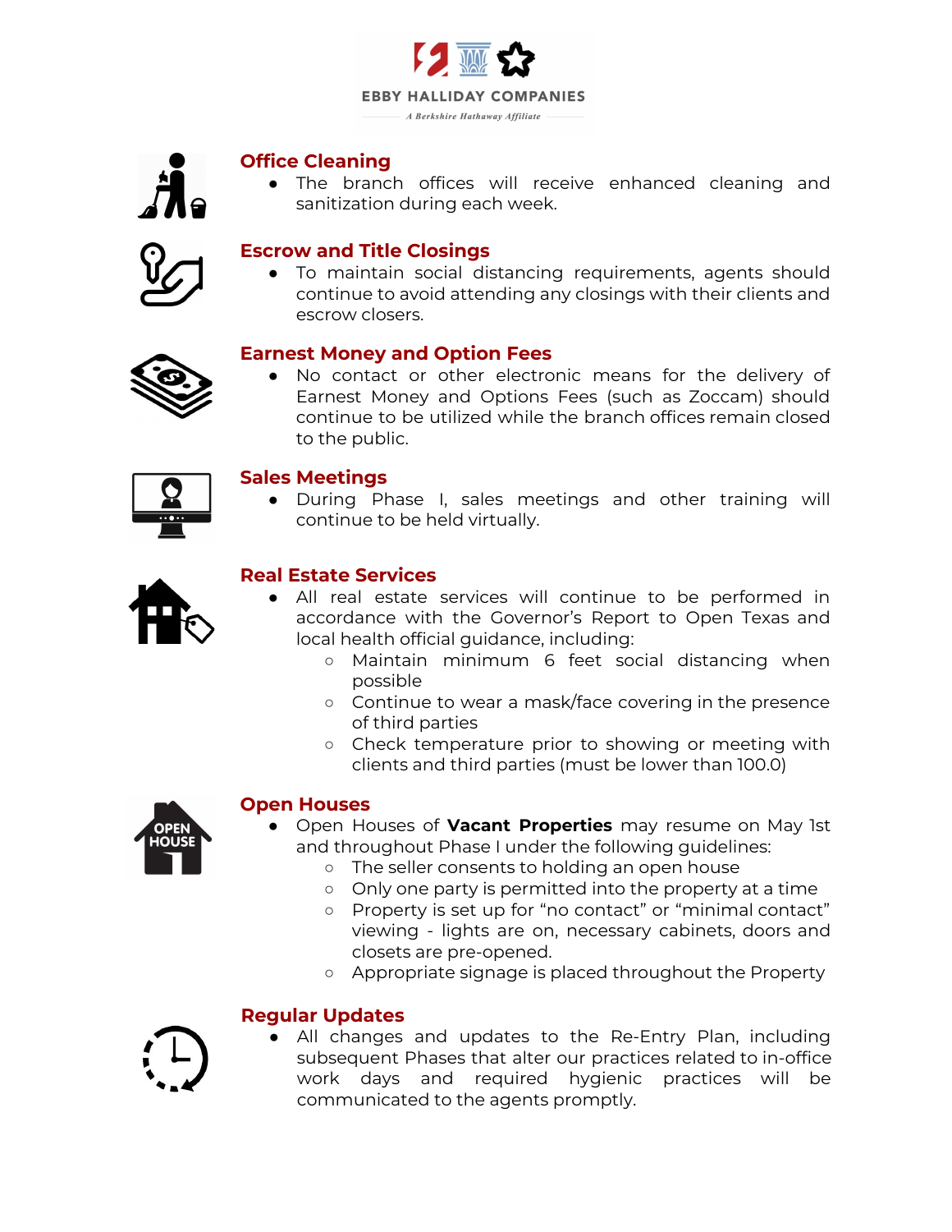EBBY HALLIDAY COMPANIES

*A Berkshire Hathaway Affiliate*

## Office Cleaning

- The branch offices will receive enhanced cleaning and sanitization during each week.

## Escrow and Title Closings

- To maintain social distancing requirements, agents should continue to avoid attending any closings with their clients and escrow closers.

## Earnest Money and Option Fees

- No contact or other electronic means for the delivery of Earnest Money and Options Fees (such as Zoccam) should continue to be utilized while the branch offices remain closed to the public.

## Sales Meetings

- During Phase I, sales meetings and other training will continue to be held virtually.

## Real Estate Services

- All real estate services will continue to be performed in accordance with the Governor's Report to Open Texas and local health official guidance, including:
  - Maintain minimum 6 feet social distancing when possible
  - Continue to wear a mask/face covering in the presence of third parties
  - Check temperature prior to showing or meeting with clients and third parties (must be lower than 100.0)

## Open Houses

- Open Houses of **Vacant Properties** may resume on May 1st and throughout Phase I under the following guidelines:
  - The seller consents to holding an open house
  - Only one party is permitted into the property at a time
  - Property is set up for "no contact" or "minimal contact" viewing - lights are on, necessary cabinets, doors and closets are pre-opened.
  - Appropriate signage is placed throughout the Property

## Regular Updates

- All changes and updates to the Re-Entry Plan, including subsequent Phases that alter our practices related to in-office work days and required hygienic practices will be communicated to the agents promptly.